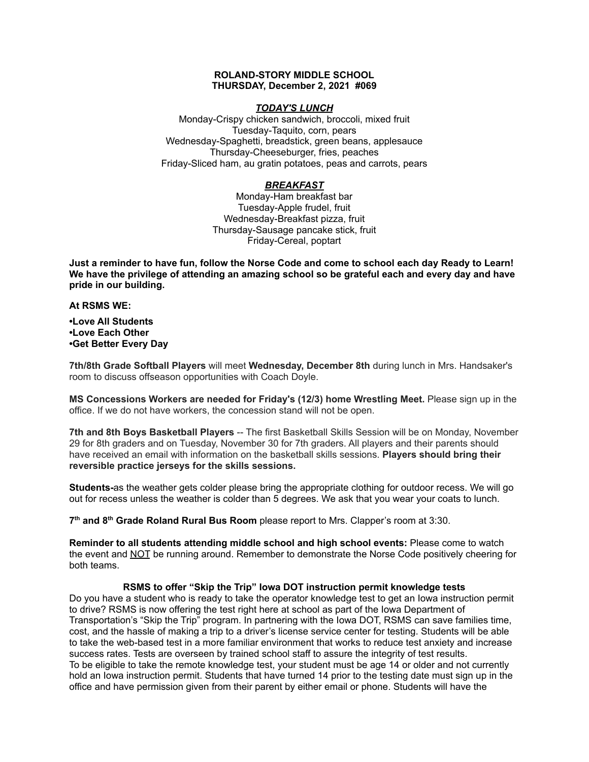**ROLAND-STORY MIDDLE SCHOOL**
**THURSDAY, December 2, 2021 #069**

***TODAY'S LUNCH***

Monday-Crispy chicken sandwich, broccoli, mixed fruit
Tuesday-Taquito, corn, pears
Wednesday-Spaghetti, breadstick, green beans, applesauce
Thursday-Cheeseburger, fries, peaches
Friday-Sliced ham, au gratin potatoes, peas and carrots, pears

***BREAKFAST***

Monday-Ham breakfast bar
Tuesday-Apple frudel, fruit
Wednesday-Breakfast pizza, fruit
Thursday-Sausage pancake stick, fruit
Friday-Cereal, poptart

**Just a reminder to have fun, follow the Norse Code and come to school each day Ready to Learn! We have the privilege of attending an amazing school so be grateful each and every day and have pride in our building.**

**At RSMS WE:**

**•Love All Students**
**•Love Each Other**
**•Get Better Every Day**

**7th/8th Grade Softball Players** will meet **Wednesday, December 8th** during lunch in Mrs. Handsaker's room to discuss offseason opportunities with Coach Doyle.

**MS Concessions Workers are needed for Friday's (12/3) home Wrestling Meet.** Please sign up in the office. If we do not have workers, the concession stand will not be open.

**7th and 8th Boys Basketball Players** -- The first Basketball Skills Session will be on Monday, November 29 for 8th graders and on Tuesday, November 30 for 7th graders. All players and their parents should have received an email with information on the basketball skills sessions. **Players should bring their reversible practice jerseys for the skills sessions.**

**Students-**as the weather gets colder please bring the appropriate clothing for outdoor recess. We will go out for recess unless the weather is colder than 5 degrees. We ask that you wear your coats to lunch.

**7th and 8th Grade Roland Rural Bus Room** please report to Mrs. Clapper's room at 3:30.

**Reminder to all students attending middle school and high school events:** Please come to watch the event and NOT be running around. Remember to demonstrate the Norse Code positively cheering for both teams.

**RSMS to offer "Skip the Trip" Iowa DOT instruction permit knowledge tests**

Do you have a student who is ready to take the operator knowledge test to get an Iowa instruction permit to drive? RSMS is now offering the test right here at school as part of the Iowa Department of Transportation's "Skip the Trip" program. In partnering with the Iowa DOT, RSMS can save families time, cost, and the hassle of making a trip to a driver's license service center for testing. Students will be able to take the web-based test in a more familiar environment that works to reduce test anxiety and increase success rates. Tests are overseen by trained school staff to assure the integrity of test results.
To be eligible to take the remote knowledge test, your student must be age 14 or older and not currently hold an Iowa instruction permit. Students that have turned 14 prior to the testing date must sign up in the office and have permission given from their parent by either email or phone. Students will have the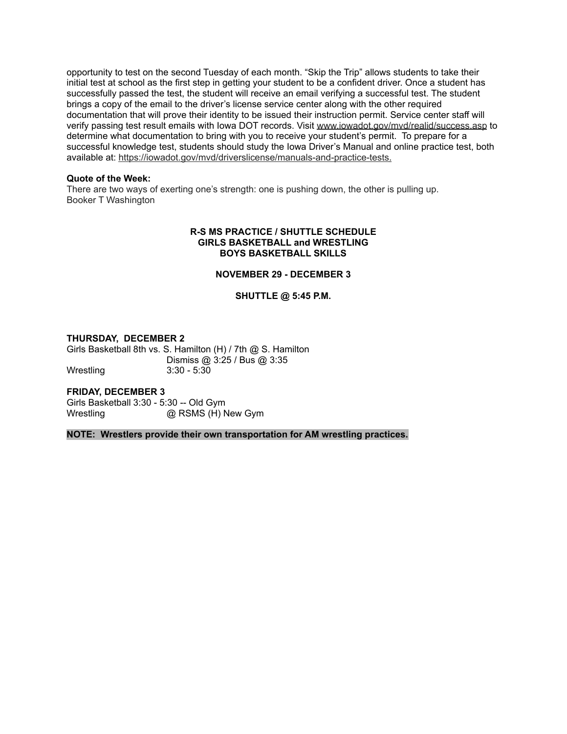opportunity to test on the second Tuesday of each month. "Skip the Trip" allows students to take their initial test at school as the first step in getting your student to be a confident driver. Once a student has successfully passed the test, the student will receive an email verifying a successful test. The student brings a copy of the email to the driver's license service center along with the other required documentation that will prove their identity to be issued their instruction permit. Service center staff will verify passing test result emails with Iowa DOT records. Visit www.iowadot.gov/mvd/realid/success.asp to determine what documentation to bring with you to receive your student's permit. To prepare for a successful knowledge test, students should study the Iowa Driver's Manual and online practice test, both available at: https://iowadot.gov/mvd/driverslicense/manuals-and-practice-tests.

**Quote of the Week:**
There are two ways of exerting one's strength: one is pushing down, the other is pulling up.
Booker T Washington

**R-S MS PRACTICE / SHUTTLE SCHEDULE**
**GIRLS BASKETBALL and WRESTLING**
**BOYS BASKETBALL SKILLS**

**NOVEMBER 29 - DECEMBER 3**

**SHUTTLE @ 5:45 P.M.**

**THURSDAY, DECEMBER 2**
Girls Basketball 8th vs. S. Hamilton (H) / 7th @ S. Hamilton
Dismiss @ 3:25 / Bus @ 3:35
Wrestling 3:30 - 5:30

**FRIDAY, DECEMBER 3**
Girls Basketball 3:30 - 5:30 -- Old Gym
Wrestling @ RSMS (H) New Gym

**NOTE: Wrestlers provide their own transportation for AM wrestling practices.**